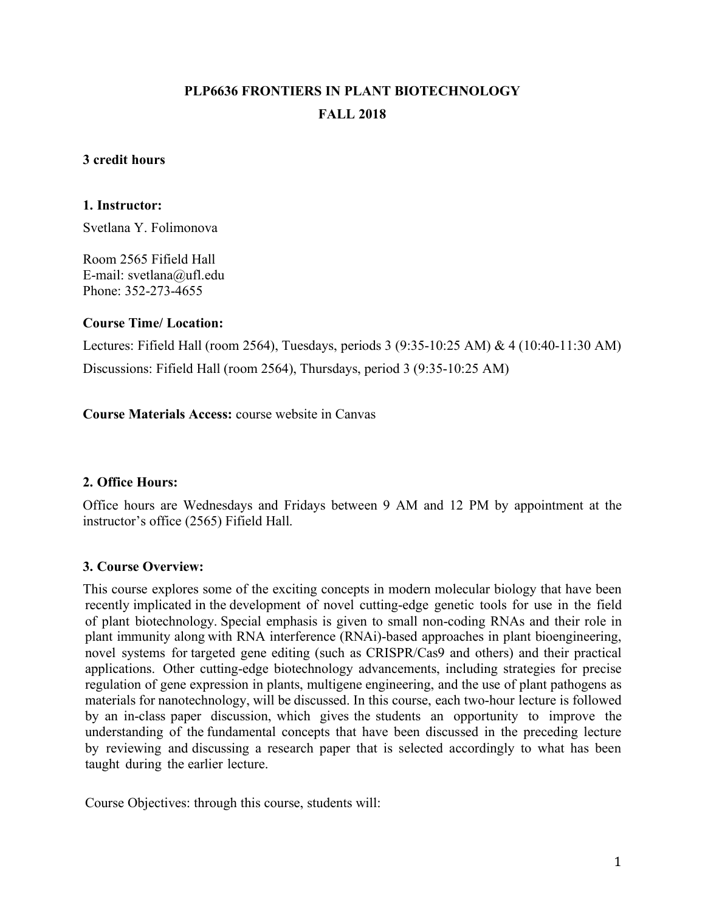# PLP6636 FRONTIERS IN PLANT BIOTECHNOLOGY

## FALL 2018

**3 credit hours**

### 1. Instructor:

Svetlana Y. Folimonova

Room 2565 Fifield Hall
E-mail: svetlana@ufl.edu
Phone: 352-273-4655

### Course Time/ Location:

Lectures: Fifield Hall (room 2564), Tuesdays, periods 3 (9:35-10:25 AM) & 4 (10:40-11:30 AM)

Discussions: Fifield Hall (room 2564), Thursdays, period 3 (9:35-10:25 AM)

**Course Materials Access:** course website in Canvas

### 2. Office Hours:

Office hours are Wednesdays and Fridays between 9 AM and 12 PM by appointment at the instructor's office (2565) Fifield Hall.

### 3. Course Overview:

This course explores some of the exciting concepts in modern molecular biology that have been recently implicated in the development of novel cutting-edge genetic tools for use in the field of plant biotechnology. Special emphasis is given to small non-coding RNAs and their role in plant immunity along with RNA interference (RNAi)-based approaches in plant bioengineering, novel systems for targeted gene editing (such as CRISPR/Cas9 and others) and their practical applications. Other cutting-edge biotechnology advancements, including strategies for precise regulation of gene expression in plants, multigene engineering, and the use of plant pathogens as materials for nanotechnology, will be discussed. In this course, each two-hour lecture is followed by an in-class paper discussion, which gives the students an opportunity to improve the understanding of the fundamental concepts that have been discussed in the preceding lecture by reviewing and discussing a research paper that is selected accordingly to what has been taught during the earlier lecture.

Course Objectives: through this course, students will: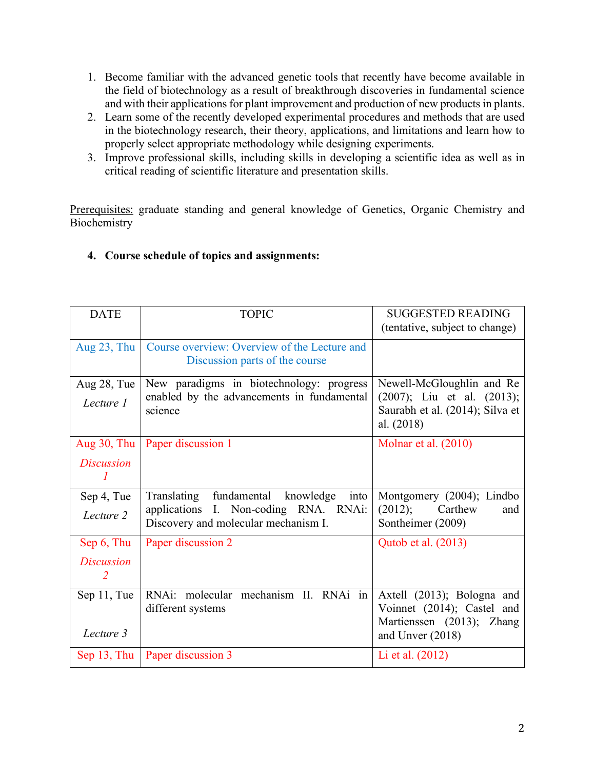1. Become familiar with the advanced genetic tools that recently have become available in the field of biotechnology as a result of breakthrough discoveries in fundamental science and with their applications for plant improvement and production of new products in plants.
2. Learn some of the recently developed experimental procedures and methods that are used in the biotechnology research, their theory, applications, and limitations and learn how to properly select appropriate methodology while designing experiments.
3. Improve professional skills, including skills in developing a scientific idea as well as in critical reading of scientific literature and presentation skills.

Prerequisites: graduate standing and general knowledge of Genetics, Organic Chemistry and Biochemistry

### 4. Course schedule of topics and assignments:

| DATE | TOPIC | SUGGESTED READING (tentative, subject to change) |
|---|---|---|
| Aug 23, Thu | Course overview: Overview of the Lecture and Discussion parts of the course | |
| Aug 28, Tue *Lecture 1* | New paradigms in biotechnology: progress enabled by the advancements in fundamental science | Newell-McGloughlin and Re (2007); Liu et al. (2013); Saurabh et al. (2014); Silva et al. (2018) |
| Aug 30, Thu *Discussion 1* | Paper discussion 1 | Molnar et al. (2010) |
| Sep 4, Tue *Lecture 2* | Translating fundamental knowledge into applications I. Non-coding RNA. RNAi: Discovery and molecular mechanism I. | Montgomery (2004); Lindbo (2012); Carthew and Sontheimer (2009) |
| Sep 6, Thu *Discussion 2* | Paper discussion 2 | Qutob et al. (2013) |
| Sep 11, Tue *Lecture 3* | RNAi: molecular mechanism II. RNAi in different systems | Axtell (2013); Bologna and Voinnet (2014); Castel and Martienssen (2013); Zhang and Unver (2018) |
| Sep 13, Thu | Paper discussion 3 | Li et al. (2012) |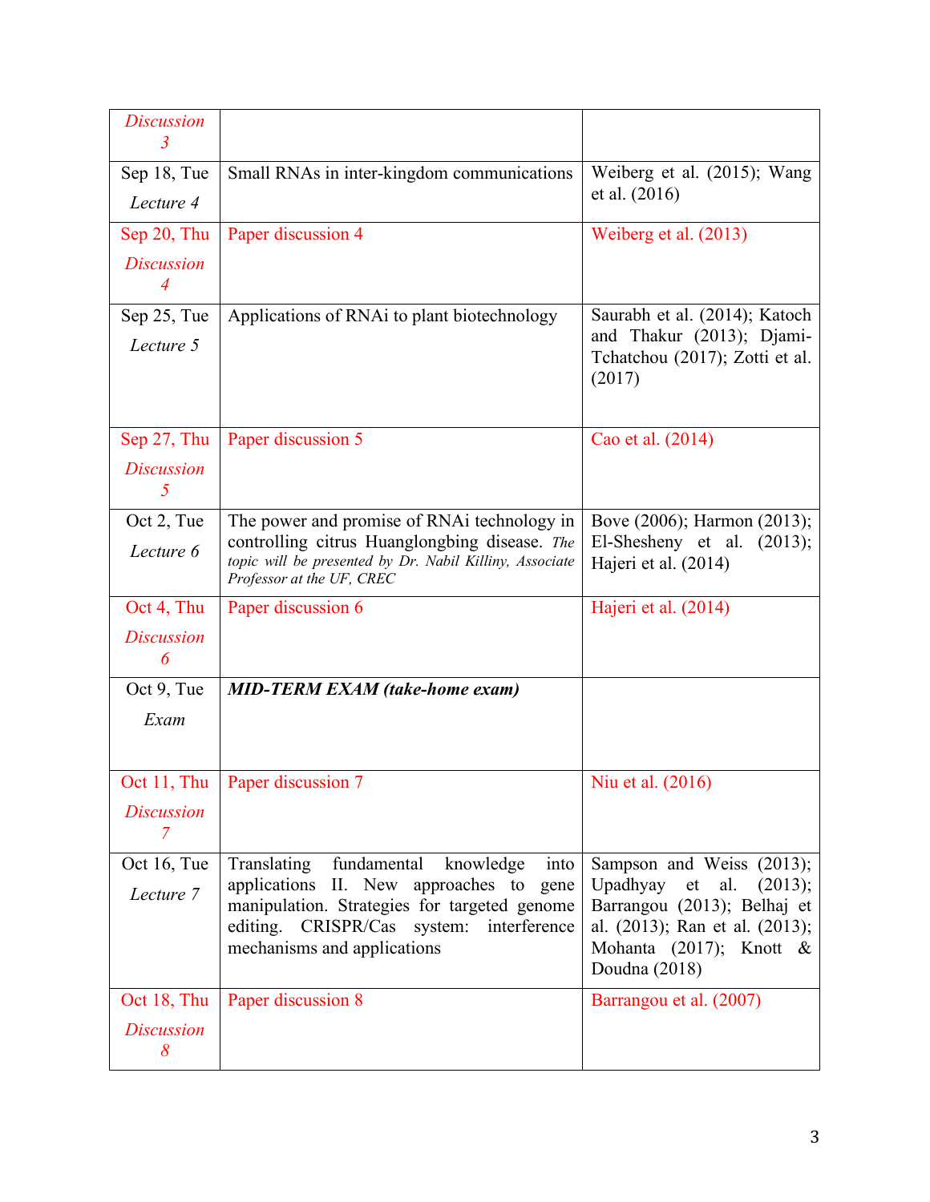| | | |
|---|---|---|
| *Discussion 3* | | |
| Sep 18, Tue *Lecture 4* | Small RNAs in inter-kingdom communications | Weiberg et al. (2015); Wang et al. (2016) |
| Sep 20, Thu *Discussion 4* | Paper discussion 4 | Weiberg et al. (2013) |
| Sep 25, Tue *Lecture 5* | Applications of RNAi to plant biotechnology | Saurabh et al. (2014); Katoch and Thakur (2013); Djami-Tchatchou (2017); Zotti et al. (2017) |
| Sep 27, Thu *Discussion 5* | Paper discussion 5 | Cao et al. (2014) |
| Oct 2, Tue *Lecture 6* | The power and promise of RNAi technology in controlling citrus Huanglongbing disease. *The topic will be presented by Dr. Nabil Killiny, Associate Professor at the UF, CREC* | Bove (2006); Harmon (2013); El-Shesheny et al. (2013); Hajeri et al. (2014) |
| Oct 4, Thu *Discussion 6* | Paper discussion 6 | Hajeri et al. (2014) |
| Oct 9, Tue *Exam* | ***MID-TERM EXAM (take-home exam)*** | |
| Oct 11, Thu *Discussion 7* | Paper discussion 7 | Niu et al. (2016) |
| Oct 16, Tue *Lecture 7* | Translating fundamental knowledge into applications II. New approaches to gene manipulation. Strategies for targeted genome editing. CRISPR/Cas system: interference mechanisms and applications | Sampson and Weiss (2013); Upadhyay et al. (2013); Barrangou (2013); Belhaj et al. (2013); Ran et al. (2013); Mohanta (2017); Knott & Doudna (2018) |
| Oct 18, Thu *Discussion 8* | Paper discussion 8 | Barrangou et al. (2007) |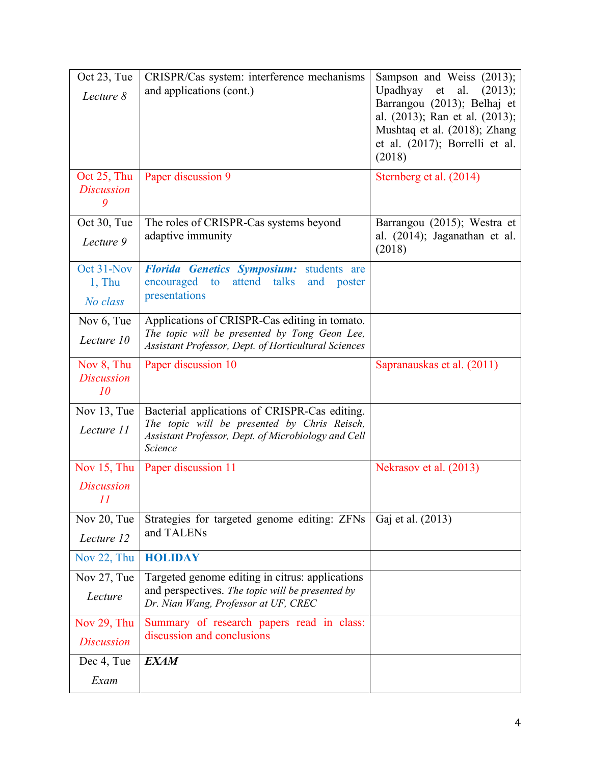| | | |
|---|---|---|
| Oct 23, Tue<br>*Lecture 8* | CRISPR/Cas system: interference mechanisms and applications (cont.) | Sampson and Weiss (2013); Upadhyay et al. (2013); Barrangou (2013); Belhaj et al. (2013); Ran et al. (2013); Mushtaq et al. (2018); Zhang et al. (2017); Borrelli et al. (2018) |
| Oct 25, Thu<br>*Discussion 9* | Paper discussion 9 | Sternberg et al. (2014) |
| Oct 30, Tue<br>*Lecture 9* | The roles of CRISPR-Cas systems beyond adaptive immunity | Barrangou (2015); Westra et al. (2014); Jaganathan et al. (2018) |
| Oct 31-Nov 1, Thu<br>*No class* | ***Florida Genetics Symposium:*** students are encouraged to attend talks and poster presentations | |
| Nov 6, Tue<br>*Lecture 10* | Applications of CRISPR-Cas editing in tomato. *The topic will be presented by Tong Geon Lee, Assistant Professor, Dept. of Horticultural Sciences* | |
| Nov 8, Thu<br>*Discussion 10* | Paper discussion 10 | Sapranauskas et al. (2011) |
| Nov 13, Tue<br>*Lecture 11* | Bacterial applications of CRISPR-Cas editing. *The topic will be presented by Chris Reisch, Assistant Professor, Dept. of Microbiology and Cell Science* | |
| Nov 15, Thu<br>*Discussion 11* | Paper discussion 11 | Nekrasov et al. (2013) |
| Nov 20, Tue<br>*Lecture 12* | Strategies for targeted genome editing: ZFNs and TALENs | Gaj et al. (2013) |
| Nov 22, Thu | **HOLIDAY** | |
| Nov 27, Tue<br>*Lecture* | Targeted genome editing in citrus: applications and perspectives. *The topic will be presented by Dr. Nian Wang, Professor at UF, CREC* | |
| Nov 29, Thu<br>*Discussion* | Summary of research papers read in class: discussion and conclusions | |
| Dec 4, Tue<br>*Exam* | ***EXAM*** | |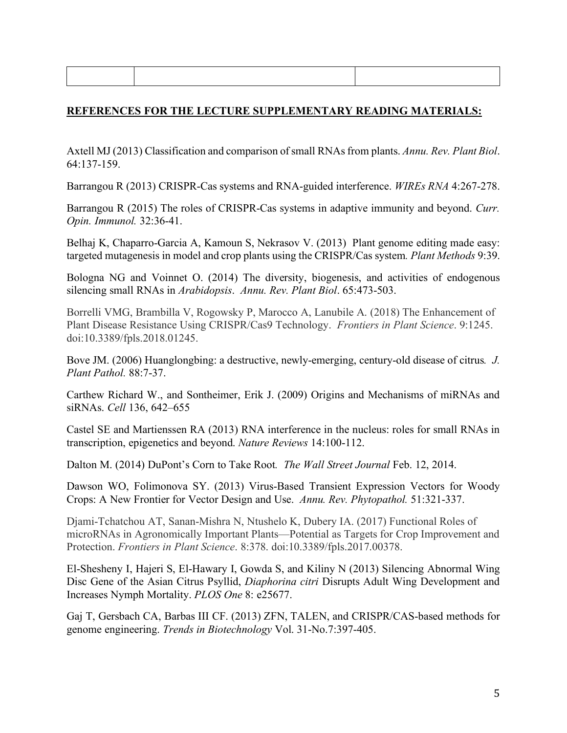| | | |
|---|---|---|
| | | |

**REFERENCES FOR THE LECTURE SUPPLEMENTARY READING MATERIALS:**

Axtell MJ (2013) Classification and comparison of small RNAs from plants. *Annu. Rev. Plant Biol*. 64:137-159.

Barrangou R (2013) CRISPR-Cas systems and RNA-guided interference. *WIREs RNA* 4:267-278.

Barrangou R (2015) The roles of CRISPR-Cas systems in adaptive immunity and beyond. *Curr. Opin. Immunol.* 32:36-41.

Belhaj K, Chaparro-Garcia A, Kamoun S, Nekrasov V. (2013) Plant genome editing made easy: targeted mutagenesis in model and crop plants using the CRISPR/Cas system*. Plant Methods* 9:39.

Bologna NG and Voinnet O. (2014) The diversity, biogenesis, and activities of endogenous silencing small RNAs in *Arabidopsis*. *Annu. Rev. Plant Biol*. 65:473-503.

Borrelli VMG, Brambilla V, Rogowsky P, Marocco A, Lanubile A. (2018) The Enhancement of Plant Disease Resistance Using CRISPR/Cas9 Technology. *Frontiers in Plant Science*. 9:1245. doi:10.3389/fpls.2018.01245.

Bove JM. (2006) Huanglongbing: a destructive, newly-emerging, century-old disease of citrus*. J. Plant Pathol.* 88:7-37.

Carthew Richard W., and Sontheimer, Erik J. (2009) Origins and Mechanisms of miRNAs and siRNAs. *Cell* 136, 642–655

Castel SE and Martienssen RA (2013) RNA interference in the nucleus: roles for small RNAs in transcription, epigenetics and beyond. *Nature Reviews* 14:100-112.

Dalton M. (2014) DuPont's Corn to Take Root*. The Wall Street Journal* Feb. 12, 2014.

Dawson WO, Folimonova SY. (2013) Virus-Based Transient Expression Vectors for Woody Crops: A New Frontier for Vector Design and Use. *Annu. Rev. Phytopathol.* 51:321-337.

Djami-Tchatchou AT, Sanan-Mishra N, Ntushelo K, Dubery IA. (2017) Functional Roles of microRNAs in Agronomically Important Plants—Potential as Targets for Crop Improvement and Protection. *Frontiers in Plant Science*. 8:378. doi:10.3389/fpls.2017.00378.

El-Shesheny I, Hajeri S, El-Hawary I, Gowda S, and Kiliny N (2013) Silencing Abnormal Wing Disc Gene of the Asian Citrus Psyllid, *Diaphorina citri* Disrupts Adult Wing Development and Increases Nymph Mortality. *PLOS One* 8: e25677.

Gaj T, Gersbach CA, Barbas III CF. (2013) ZFN, TALEN, and CRISPR/CAS-based methods for genome engineering. *Trends in Biotechnology* Vol. 31-No.7:397-405.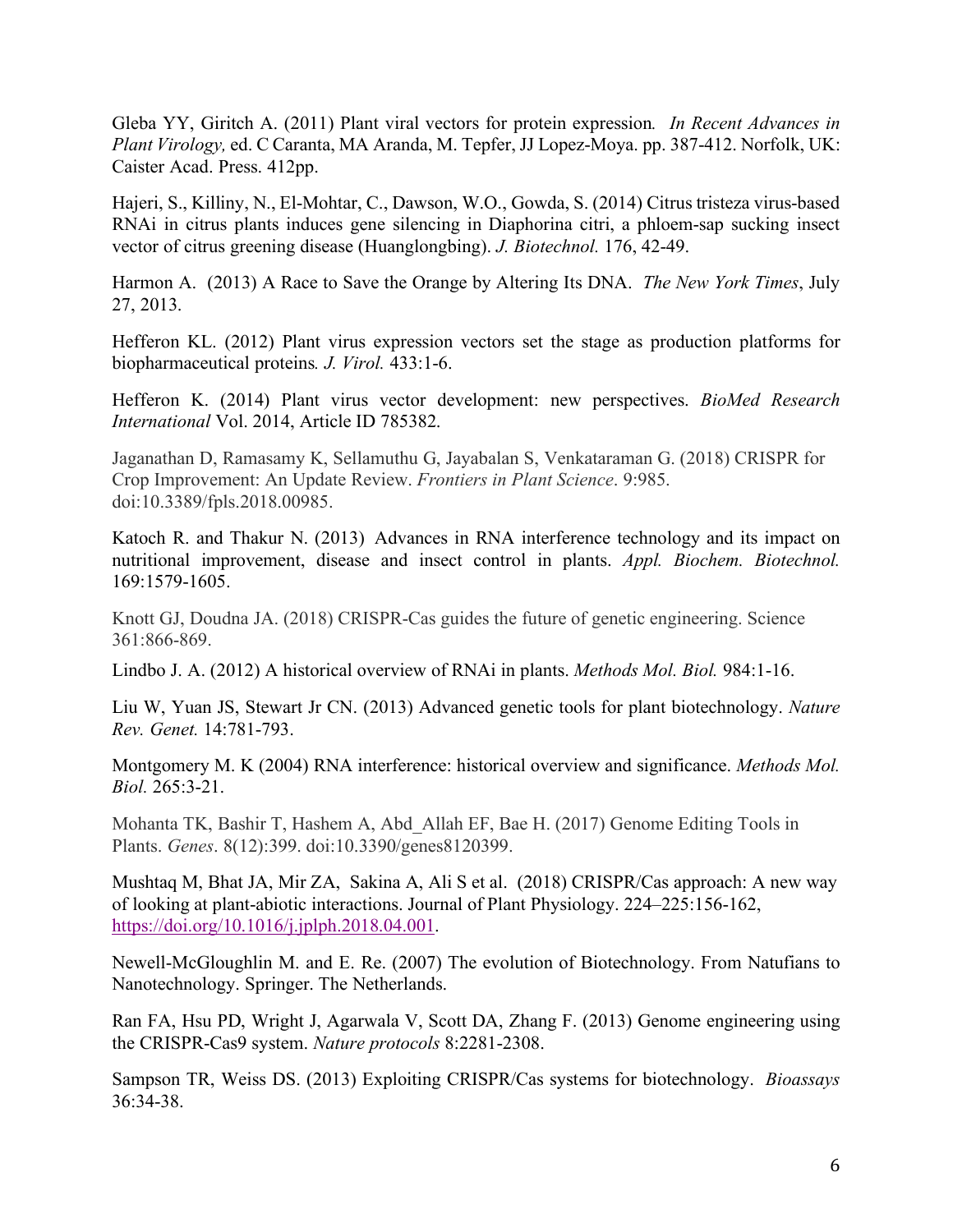Gleba YY, Giritch A. (2011) Plant viral vectors for protein expression*. In Recent Advances in Plant Virology,* ed. C Caranta, MA Aranda, M. Tepfer, JJ Lopez-Moya. pp. 387-412. Norfolk, UK: Caister Acad. Press. 412pp.

Hajeri, S., Killiny, N., El-Mohtar, C., Dawson, W.O., Gowda, S. (2014) Citrus tristeza virus-based RNAi in citrus plants induces gene silencing in Diaphorina citri, a phloem-sap sucking insect vector of citrus greening disease (Huanglongbing). *J. Biotechnol.* 176, 42-49.

Harmon A. (2013) A Race to Save the Orange by Altering Its DNA. *The New York Times*, July 27, 2013.

Hefferon KL. (2012) Plant virus expression vectors set the stage as production platforms for biopharmaceutical proteins*. J. Virol.* 433:1-6.

Hefferon K. (2014) Plant virus vector development: new perspectives. *BioMed Research International* Vol. 2014, Article ID 785382.

Jaganathan D, Ramasamy K, Sellamuthu G, Jayabalan S, Venkataraman G. (2018) CRISPR for Crop Improvement: An Update Review. *Frontiers in Plant Science*. 9:985. doi:10.3389/fpls.2018.00985.

Katoch R. and Thakur N. (2013) Advances in RNA interference technology and its impact on nutritional improvement, disease and insect control in plants. *Appl. Biochem. Biotechnol.* 169:1579-1605.

Knott GJ, Doudna JA. (2018) CRISPR-Cas guides the future of genetic engineering. Science 361:866-869.

Lindbo J. A. (2012) A historical overview of RNAi in plants. *Methods Mol. Biol.* 984:1-16.

Liu W, Yuan JS, Stewart Jr CN. (2013) Advanced genetic tools for plant biotechnology. *Nature Rev. Genet.* 14:781-793.

Montgomery M. K (2004) RNA interference: historical overview and significance. *Methods Mol. Biol.* 265:3-21.

Mohanta TK, Bashir T, Hashem A, Abd_Allah EF, Bae H. (2017) Genome Editing Tools in Plants. *Genes*. 8(12):399. doi:10.3390/genes8120399.

Mushtaq M, Bhat JA, Mir ZA, Sakina A, Ali S et al. (2018) CRISPR/Cas approach: A new way of looking at plant-abiotic interactions. Journal of Plant Physiology. 224–225:156-162, https://doi.org/10.1016/j.jplph.2018.04.001.

Newell-McGloughlin M. and E. Re. (2007) The evolution of Biotechnology. From Natufians to Nanotechnology. Springer. The Netherlands.

Ran FA, Hsu PD, Wright J, Agarwala V, Scott DA, Zhang F. (2013) Genome engineering using the CRISPR-Cas9 system. *Nature protocols* 8:2281-2308.

Sampson TR, Weiss DS. (2013) Exploiting CRISPR/Cas systems for biotechnology. *Bioassays* 36:34-38.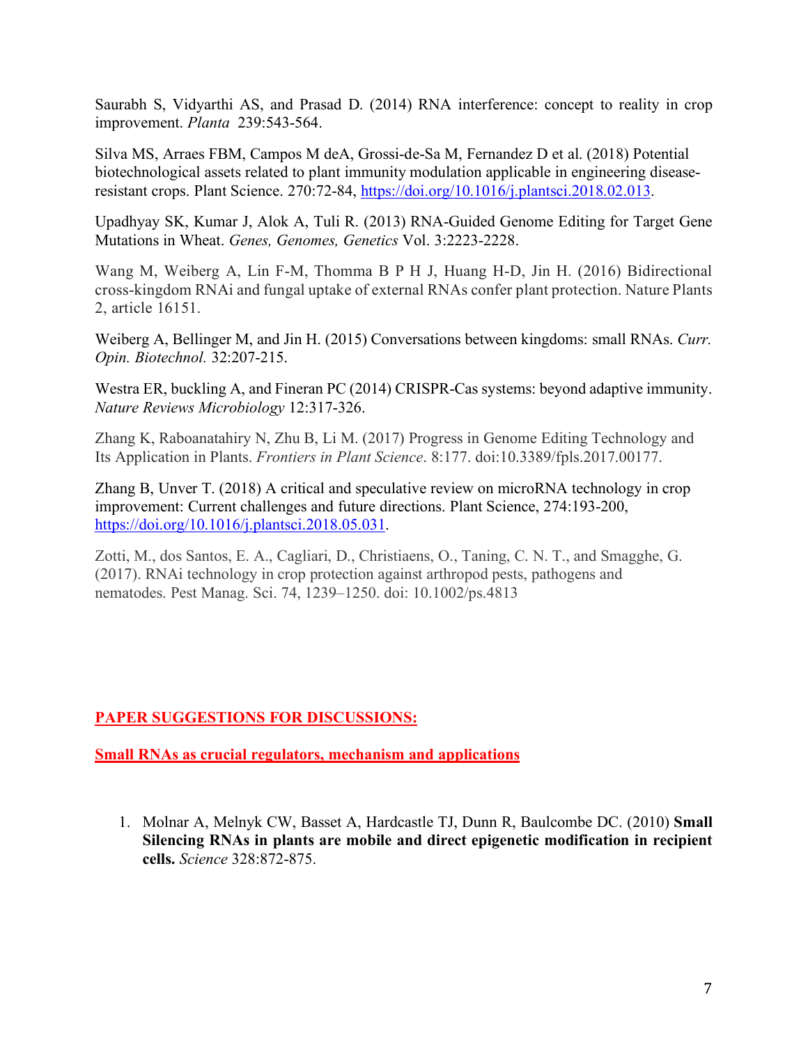Saurabh S, Vidyarthi AS, and Prasad D. (2014) RNA interference: concept to reality in crop improvement. *Planta* 239:543-564.

Silva MS, Arraes FBM, Campos M deA, Grossi-de-Sa M, Fernandez D et al. (2018) Potential biotechnological assets related to plant immunity modulation applicable in engineering disease-resistant crops. Plant Science. 270:72-84, https://doi.org/10.1016/j.plantsci.2018.02.013.

Upadhyay SK, Kumar J, Alok A, Tuli R. (2013) RNA-Guided Genome Editing for Target Gene Mutations in Wheat. *Genes, Genomes, Genetics* Vol. 3:2223-2228.

Wang M, Weiberg A, Lin F-M, Thomma B P H J, Huang H-D, Jin H. (2016) Bidirectional cross-kingdom RNAi and fungal uptake of external RNAs confer plant protection. Nature Plants 2, article 16151.

Weiberg A, Bellinger M, and Jin H. (2015) Conversations between kingdoms: small RNAs. *Curr. Opin. Biotechnol.* 32:207-215.

Westra ER, buckling A, and Fineran PC (2014) CRISPR-Cas systems: beyond adaptive immunity. *Nature Reviews Microbiology* 12:317-326.

Zhang K, Raboanatahiry N, Zhu B, Li M. (2017) Progress in Genome Editing Technology and Its Application in Plants. *Frontiers in Plant Science*. 8:177. doi:10.3389/fpls.2017.00177.

Zhang B, Unver T. (2018) A critical and speculative review on microRNA technology in crop improvement: Current challenges and future directions. Plant Science, 274:193-200, https://doi.org/10.1016/j.plantsci.2018.05.031.

Zotti, M., dos Santos, E. A., Cagliari, D., Christiaens, O., Taning, C. N. T., and Smagghe, G. (2017). RNAi technology in crop protection against arthropod pests, pathogens and nematodes. Pest Manag. Sci. 74, 1239–1250. doi: 10.1002/ps.4813

## PAPER SUGGESTIONS FOR DISCUSSIONS:

### Small RNAs as crucial regulators, mechanism and applications

1. Molnar A, Melnyk CW, Basset A, Hardcastle TJ, Dunn R, Baulcombe DC. (2010) **Small Silencing RNAs in plants are mobile and direct epigenetic modification in recipient cells.** *Science* 328:872-875.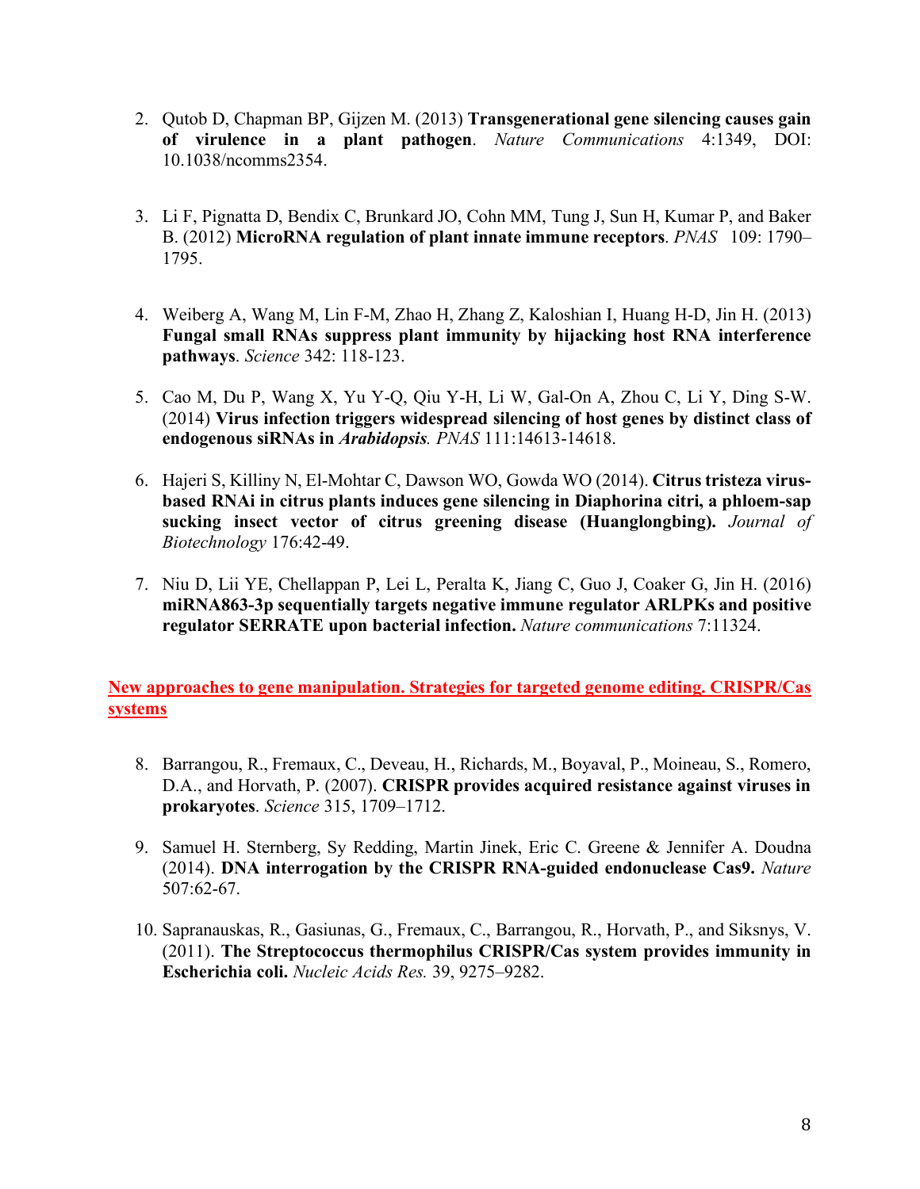2. Qutob D, Chapman BP, Gijzen M. (2013) **Transgenerational gene silencing causes gain of virulence in a plant pathogen**. *Nature Communications* 4:1349, DOI: 10.1038/ncomms2354.

3. Li F, Pignatta D, Bendix C, Brunkard JO, Cohn MM, Tung J, Sun H, Kumar P, and Baker B. (2012) **MicroRNA regulation of plant innate immune receptors**. *PNAS* 109: 1790–1795.

4. Weiberg A, Wang M, Lin F-M, Zhao H, Zhang Z, Kaloshian I, Huang H-D, Jin H. (2013) **Fungal small RNAs suppress plant immunity by hijacking host RNA interference pathways**. *Science* 342: 118-123.

5. Cao M, Du P, Wang X, Yu Y-Q, Qiu Y-H, Li W, Gal-On A, Zhou C, Li Y, Ding S-W. (2014) **Virus infection triggers widespread silencing of host genes by distinct class of endogenous siRNAs in *Arabidopsis*.** *PNAS* 111:14613-14618.

6. Hajeri S, Killiny N, El-Mohtar C, Dawson WO, Gowda WO (2014). **Citrus tristeza virus-based RNAi in citrus plants induces gene silencing in Diaphorina citri, a phloem-sap sucking insect vector of citrus greening disease (Huanglongbing).** *Journal of Biotechnology* 176:42-49.

7. Niu D, Lii YE, Chellappan P, Lei L, Peralta K, Jiang C, Guo J, Coaker G, Jin H. (2016) **miRNA863-3p sequentially targets negative immune regulator ARLPKs and positive regulator SERRATE upon bacterial infection.** *Nature communications* 7:11324.

## New approaches to gene manipulation. Strategies for targeted genome editing. CRISPR/Cas systems

8. Barrangou, R., Fremaux, C., Deveau, H., Richards, M., Boyaval, P., Moineau, S., Romero, D.A., and Horvath, P. (2007). **CRISPR provides acquired resistance against viruses in prokaryotes**. *Science* 315, 1709–1712.

9. Samuel H. Sternberg, Sy Redding, Martin Jinek, Eric C. Greene & Jennifer A. Doudna (2014). **DNA interrogation by the CRISPR RNA-guided endonuclease Cas9.** *Nature* 507:62-67.

10. Sapranauskas, R., Gasiunas, G., Fremaux, C., Barrangou, R., Horvath, P., and Siksnys, V. (2011). **The Streptococcus thermophilus CRISPR/Cas system provides immunity in Escherichia coli.** *Nucleic Acids Res.* 39, 9275–9282.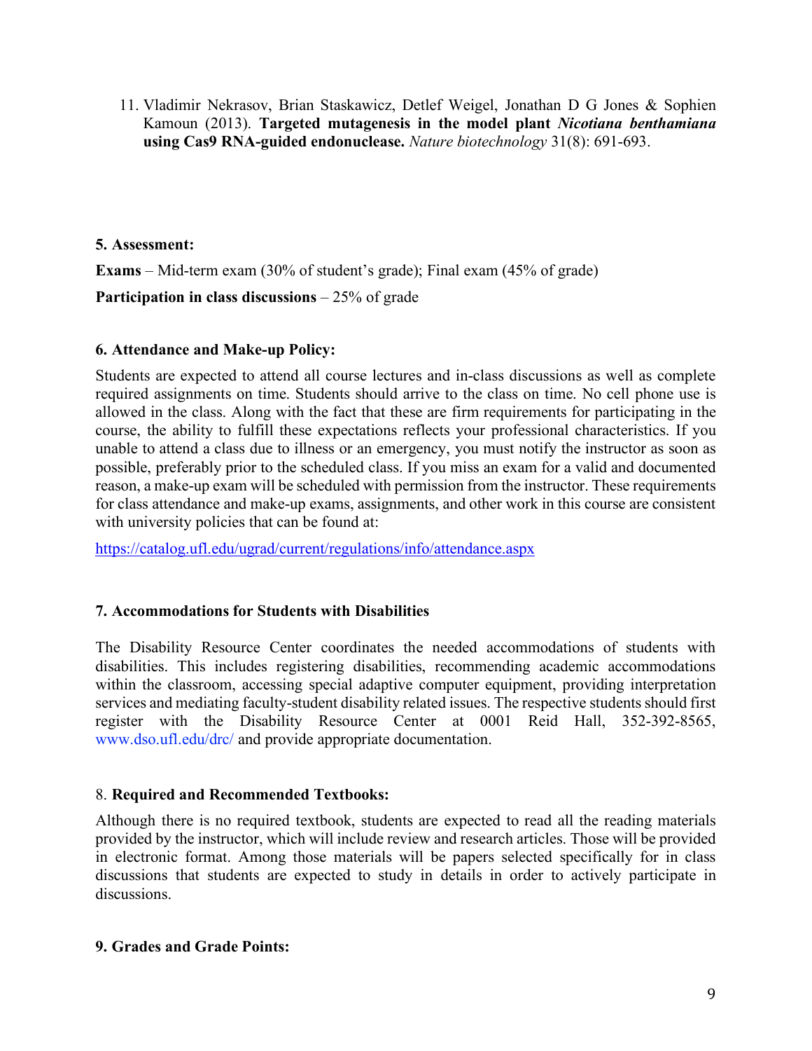11. Vladimir Nekrasov, Brian Staskawicz, Detlef Weigel, Jonathan D G Jones & Sophien Kamoun (2013). **Targeted mutagenesis in the model plant *Nicotiana benthamiana* using Cas9 RNA-guided endonuclease.** *Nature biotechnology* 31(8): 691-693.

**5. Assessment:**

**Exams** – Mid-term exam (30% of student's grade); Final exam (45% of grade)

**Participation in class discussions** – 25% of grade

**6. Attendance and Make-up Policy:**

Students are expected to attend all course lectures and in-class discussions as well as complete required assignments on time. Students should arrive to the class on time. No cell phone use is allowed in the class. Along with the fact that these are firm requirements for participating in the course, the ability to fulfill these expectations reflects your professional characteristics. If you unable to attend a class due to illness or an emergency, you must notify the instructor as soon as possible, preferably prior to the scheduled class. If you miss an exam for a valid and documented reason, a make-up exam will be scheduled with permission from the instructor. These requirements for class attendance and make-up exams, assignments, and other work in this course are consistent with university policies that can be found at:

https://catalog.ufl.edu/ugrad/current/regulations/info/attendance.aspx

**7. Accommodations for Students with Disabilities**

The Disability Resource Center coordinates the needed accommodations of students with disabilities. This includes registering disabilities, recommending academic accommodations within the classroom, accessing special adaptive computer equipment, providing interpretation services and mediating faculty-student disability related issues. The respective students should first register with the Disability Resource Center at 0001 Reid Hall, 352-392-8565, www.dso.ufl.edu/drc/ and provide appropriate documentation.

8. **Required and Recommended Textbooks:**

Although there is no required textbook, students are expected to read all the reading materials provided by the instructor, which will include review and research articles. Those will be provided in electronic format. Among those materials will be papers selected specifically for in class discussions that students are expected to study in details in order to actively participate in discussions.

**9. Grades and Grade Points:**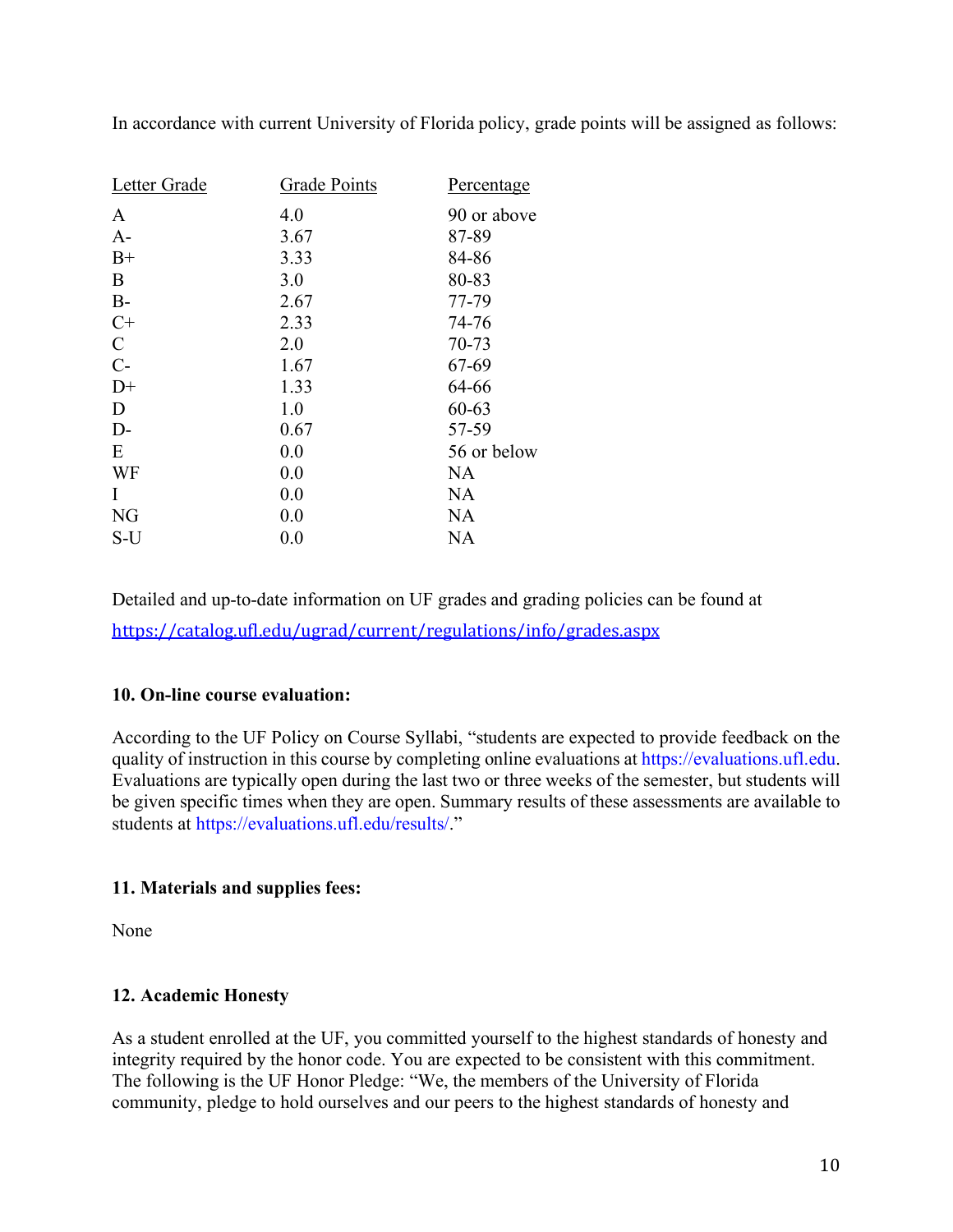In accordance with current University of Florida policy, grade points will be assigned as follows:

| Letter Grade | Grade Points | Percentage |
|---|---|---|
| A | 4.0 | 90 or above |
| A- | 3.67 | 87-89 |
| B+ | 3.33 | 84-86 |
| B | 3.0 | 80-83 |
| B- | 2.67 | 77-79 |
| C+ | 2.33 | 74-76 |
| C | 2.0 | 70-73 |
| C- | 1.67 | 67-69 |
| D+ | 1.33 | 64-66 |
| D | 1.0 | 60-63 |
| D- | 0.67 | 57-59 |
| E | 0.0 | 56 or below |
| WF | 0.0 | NA |
| I | 0.0 | NA |
| NG | 0.0 | NA |
| S-U | 0.0 | NA |

Detailed and up-to-date information on UF grades and grading policies can be found at https://catalog.ufl.edu/ugrad/current/regulations/info/grades.aspx

**10. On-line course evaluation:**

According to the UF Policy on Course Syllabi, "students are expected to provide feedback on the quality of instruction in this course by completing online evaluations at https://evaluations.ufl.edu. Evaluations are typically open during the last two or three weeks of the semester, but students will be given specific times when they are open. Summary results of these assessments are available to students at https://evaluations.ufl.edu/results/."

**11. Materials and supplies fees:**

None

**12. Academic Honesty**

As a student enrolled at the UF, you committed yourself to the highest standards of honesty and integrity required by the honor code. You are expected to be consistent with this commitment. The following is the UF Honor Pledge: "We, the members of the University of Florida community, pledge to hold ourselves and our peers to the highest standards of honesty and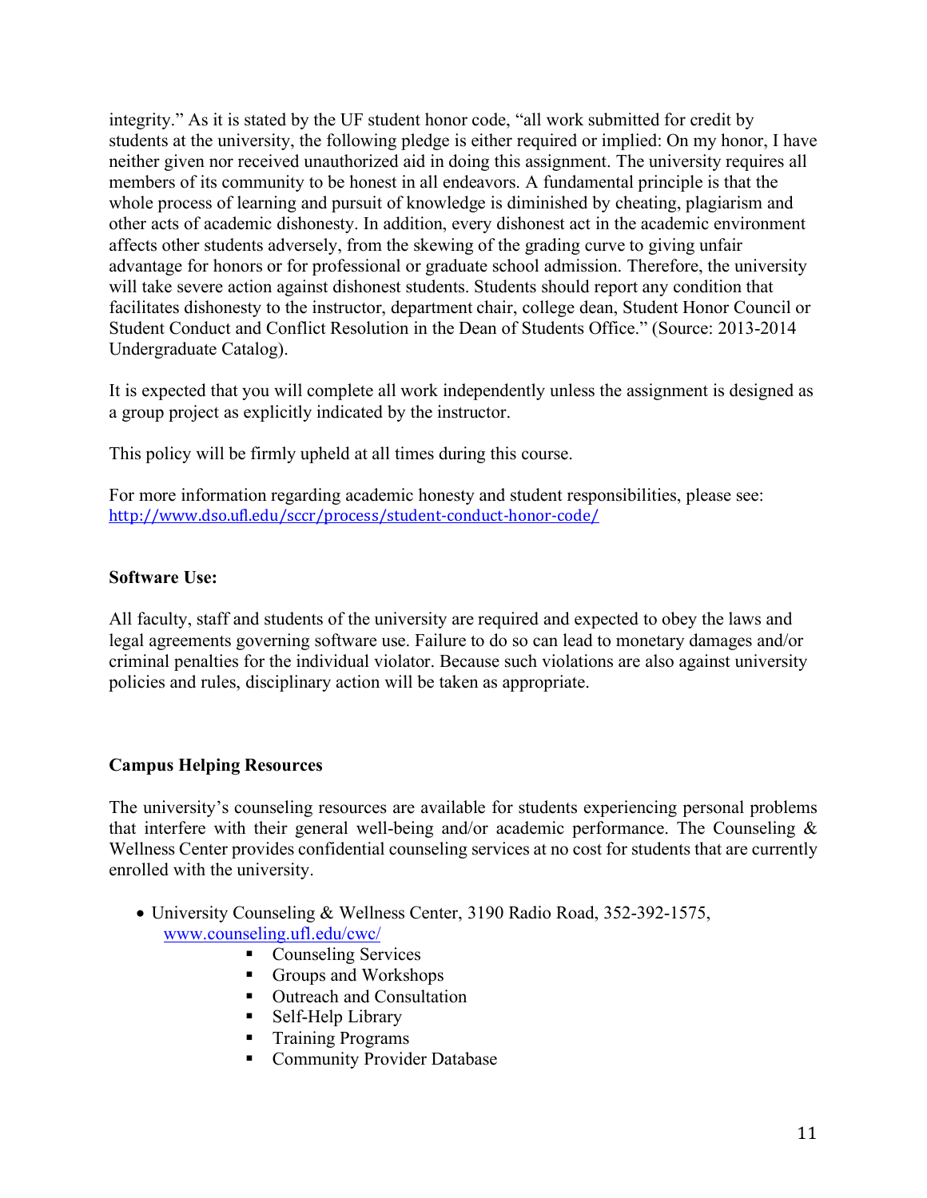integrity." As it is stated by the UF student honor code, "all work submitted for credit by students at the university, the following pledge is either required or implied: On my honor, I have neither given nor received unauthorized aid in doing this assignment. The university requires all members of its community to be honest in all endeavors. A fundamental principle is that the whole process of learning and pursuit of knowledge is diminished by cheating, plagiarism and other acts of academic dishonesty. In addition, every dishonest act in the academic environment affects other students adversely, from the skewing of the grading curve to giving unfair advantage for honors or for professional or graduate school admission. Therefore, the university will take severe action against dishonest students. Students should report any condition that facilitates dishonesty to the instructor, department chair, college dean, Student Honor Council or Student Conduct and Conflict Resolution in the Dean of Students Office." (Source: 2013-2014 Undergraduate Catalog).

It is expected that you will complete all work independently unless the assignment is designed as a group project as explicitly indicated by the instructor.

This policy will be firmly upheld at all times during this course.

For more information regarding academic honesty and student responsibilities, please see: http://www.dso.ufl.edu/sccr/process/student-conduct-honor-code/

**Software Use:**

All faculty, staff and students of the university are required and expected to obey the laws and legal agreements governing software use. Failure to do so can lead to monetary damages and/or criminal penalties for the individual violator. Because such violations are also against university policies and rules, disciplinary action will be taken as appropriate.

**Campus Helping Resources**

The university's counseling resources are available for students experiencing personal problems that interfere with their general well-being and/or academic performance. The Counseling & Wellness Center provides confidential counseling services at no cost for students that are currently enrolled with the university.

- University Counseling & Wellness Center, 3190 Radio Road, 352-392-1575, www.counseling.ufl.edu/cwc/
  - Counseling Services
  - Groups and Workshops
  - Outreach and Consultation
  - Self-Help Library
  - Training Programs
  - Community Provider Database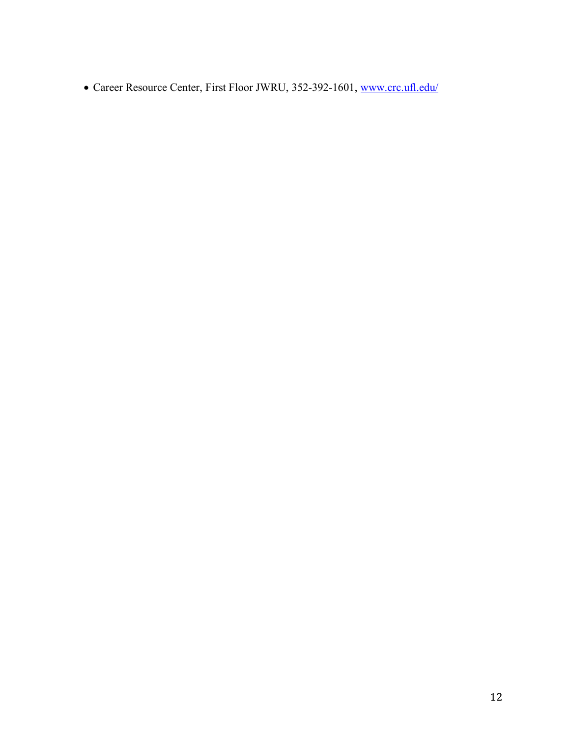- Career Resource Center, First Floor JWRU, 352-392-1601, [www.crc.ufl.edu/](http://www.crc.ufl.edu/)